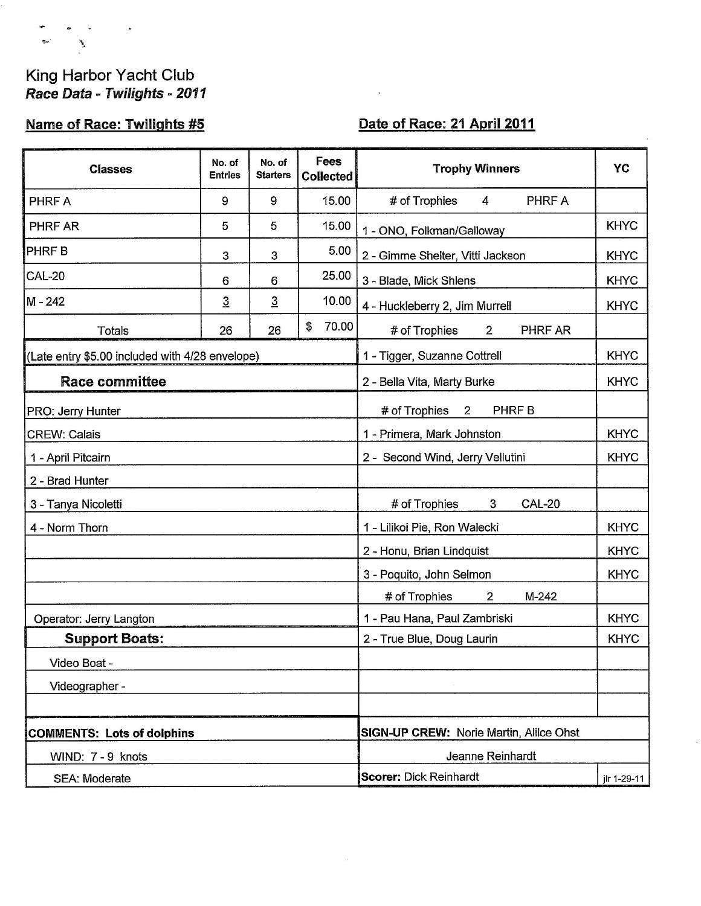King Harbor Yacht Club

***Race Data - Twilights - 2011***

**Name of Race: Twilights #5**

**Date of Race: 21 April 2011**

| Classes | No. of Entries | No. of Starters | Fees Collected | Trophy Winners | YC |
|---|---|---|---|---|---|
| PHRF A | 9 | 9 | 15.00 | # of Trophies 4 PHRF A | |
| PHRF AR | 5 | 5 | 15.00 | 1 - ONO, Folkman/Galloway | KHYC |
| PHRF B | 3 | 3 | 5.00 | 2 - Gimme Shelter, Vitti Jackson | KHYC |
| CAL-20 | 6 | 6 | 25.00 | 3 - Blade, Mick Shlens | KHYC |
| M - 242 | 3 | 3 | 10.00 | 4 - Huckleberry 2, Jim Murrell | KHYC |
| Totals | 26 | 26 | $ 70.00 | # of Trophies 2 PHRF AR | |
| (Late entry $5.00 included with 4/28 envelope) | | | | 1 - Tigger, Suzanne Cottrell | KHYC |
| **Race committee** | | | | 2 - Bella Vita, Marty Burke | KHYC |
| PRO: Jerry Hunter | | | | # of Trophies 2 PHRF B | |
| CREW: Calais | | | | 1 - Primera, Mark Johnston | KHYC |
| 1 - April Pitcairn | | | | 2 - Second Wind, Jerry Vellutini | KHYC |
| 2 - Brad Hunter | | | | | |
| 3 - Tanya Nicoletti | | | | # of Trophies 3 CAL-20 | |
| 4 - Norm Thorn | | | | 1 - Lilikoi Pie, Ron Walecki | KHYC |
| | | | | 2 - Honu, Brian Lindquist | KHYC |
| | | | | 3 - Poquito, John Selmon | KHYC |
| | | | | # of Trophies 2 M-242 | |
| Operator: Jerry Langton | | | | 1 - Pau Hana, Paul Zambriski | KHYC |
| **Support Boats:** | | | | 2 - True Blue, Doug Laurin | KHYC |
| Video Boat - | | | | | |
| Videographer - | | | | | |
| | | | | | |
| **COMMENTS: Lots of dolphins** | | | | **SIGN-UP CREW:** Norie Martin, Alilce Ohst | |
| WIND: 7 - 9 knots | | | | Jeanne Reinhardt | |
| SEA: Moderate | | | | **Scorer:** Dick Reinhardt | jlr 1-29-11 |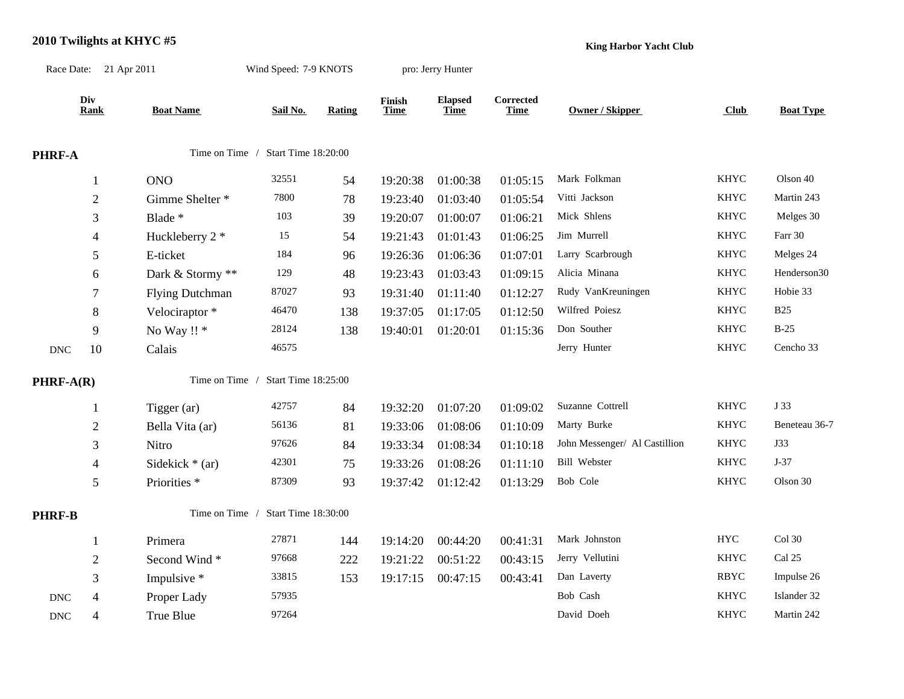**2010 Twilights at KHYC #5**

**King Harbor Yacht Club**

Race Date: 21 Apr 2011 Wind Speed: 7-9 KNOTS pro: Jerry Hunter

| | Div Rank | Boat Name | Sail No. | Rating | Finish Time | Elapsed Time | Corrected Time | Owner / Skipper | Club | Boat Type |
|---|---|---|---|---|---|---|---|---|---|---|
| **PHRF-A** | | Time on Time / Start Time 18:20:00 | | | | | | | | |
| | 1 | ONO | 32551 | 54 | 19:20:38 | 01:00:38 | 01:05:15 | Mark Folkman | KHYC | Olson 40 |
| | 2 | Gimme Shelter * | 7800 | 78 | 19:23:40 | 01:03:40 | 01:05:54 | Vitti Jackson | KHYC | Martin 243 |
| | 3 | Blade * | 103 | 39 | 19:20:07 | 01:00:07 | 01:06:21 | Mick Shlens | KHYC | Melges 30 |
| | 4 | Huckleberry 2 * | 15 | 54 | 19:21:43 | 01:01:43 | 01:06:25 | Jim Murrell | KHYC | Farr 30 |
| | 5 | E-ticket | 184 | 96 | 19:26:36 | 01:06:36 | 01:07:01 | Larry Scarbrough | KHYC | Melges 24 |
| | 6 | Dark & Stormy ** | 129 | 48 | 19:23:43 | 01:03:43 | 01:09:15 | Alicia Minana | KHYC | Henderson30 |
| | 7 | Flying Dutchman | 87027 | 93 | 19:31:40 | 01:11:40 | 01:12:27 | Rudy VanKreuningen | KHYC | Hobie 33 |
| | 8 | Velociraptor * | 46470 | 138 | 19:37:05 | 01:17:05 | 01:12:50 | Wilfred Poiesz | KHYC | B25 |
| | 9 | No Way !! * | 28124 | 138 | 19:40:01 | 01:20:01 | 01:15:36 | Don Souther | KHYC | B-25 |
| DNC | 10 | Calais | 46575 | | | | | Jerry Hunter | KHYC | Cencho 33 |
| **PHRF-A(R)** | | Time on Time / Start Time 18:25:00 | | | | | | | | |
| | 1 | Tigger (ar) | 42757 | 84 | 19:32:20 | 01:07:20 | 01:09:02 | Suzanne Cottrell | KHYC | J 33 |
| | 2 | Bella Vita (ar) | 56136 | 81 | 19:33:06 | 01:08:06 | 01:10:09 | Marty Burke | KHYC | Beneteau 36-7 |
| | 3 | Nitro | 97626 | 84 | 19:33:34 | 01:08:34 | 01:10:18 | John Messenger/ Al Castillion | KHYC | J33 |
| | 4 | Sidekick * (ar) | 42301 | 75 | 19:33:26 | 01:08:26 | 01:11:10 | Bill Webster | KHYC | J-37 |
| | 5 | Priorities * | 87309 | 93 | 19:37:42 | 01:12:42 | 01:13:29 | Bob Cole | KHYC | Olson 30 |
| **PHRF-B** | | Time on Time / Start Time 18:30:00 | | | | | | | | |
| | 1 | Primera | 27871 | 144 | 19:14:20 | 00:44:20 | 00:41:31 | Mark Johnston | HYC | Col 30 |
| | 2 | Second Wind * | 97668 | 222 | 19:21:22 | 00:51:22 | 00:43:15 | Jerry Vellutini | KHYC | Cal 25 |
| | 3 | Impulsive * | 33815 | 153 | 19:17:15 | 00:47:15 | 00:43:41 | Dan Laverty | RBYC | Impulse 26 |
| DNC | 4 | Proper Lady | 57935 | | | | | Bob Cash | KHYC | Islander 32 |
| DNC | 4 | True Blue | 97264 | | | | | David Doeh | KHYC | Martin 242 |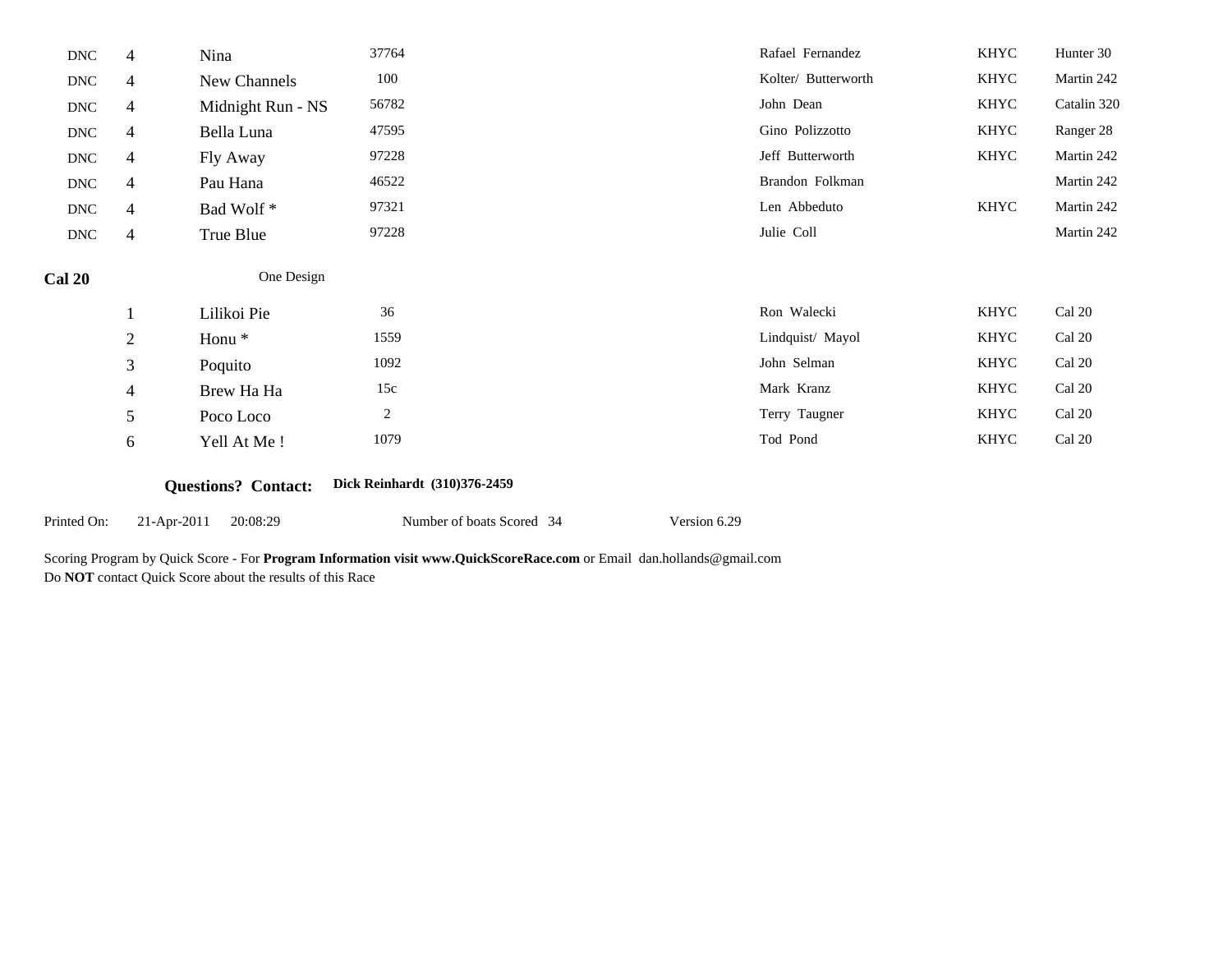| | | | | | | |
|---|---|---|---|---|---|---|
| DNC | 4 | Nina | 37764 | Rafael Fernandez | KHYC | Hunter 30 |
| DNC | 4 | New Channels | 100 | Kolter/ Butterworth | KHYC | Martin 242 |
| DNC | 4 | Midnight Run - NS | 56782 | John Dean | KHYC | Catalin 320 |
| DNC | 4 | Bella Luna | 47595 | Gino Polizzotto | KHYC | Ranger 28 |
| DNC | 4 | Fly Away | 97228 | Jeff Butterworth | KHYC | Martin 242 |
| DNC | 4 | Pau Hana | 46522 | Brandon Folkman | | Martin 242 |
| DNC | 4 | Bad Wolf * | 97321 | Len Abbeduto | KHYC | Martin 242 |
| DNC | 4 | True Blue | 97228 | Julie Coll | | Martin 242 |

**Cal 20** One Design

| | | | | | | |
|---|---|---|---|---|---|---|
| | 1 | Lilikoi Pie | 36 | Ron Walecki | KHYC | Cal 20 |
| | 2 | Honu * | 1559 | Lindquist/ Mayol | KHYC | Cal 20 |
| | 3 | Poquito | 1092 | John Selman | KHYC | Cal 20 |
| | 4 | Brew Ha Ha | 15c | Mark Kranz | KHYC | Cal 20 |
| | 5 | Poco Loco | 2 | Terry Taugner | KHYC | Cal 20 |
| | 6 | Yell At Me ! | 1079 | Tod Pond | KHYC | Cal 20 |

**Questions? Contact:** **Dick Reinhardt (310)376-2459**

Printed On: 21-Apr-2011 20:08:29 Number of boats Scored 34 Version 6.29

Scoring Program by Quick Score - For **Program Information visit www.QuickScoreRace.com** or Email dan.hollands@gmail.com
Do **NOT** contact Quick Score about the results of this Race